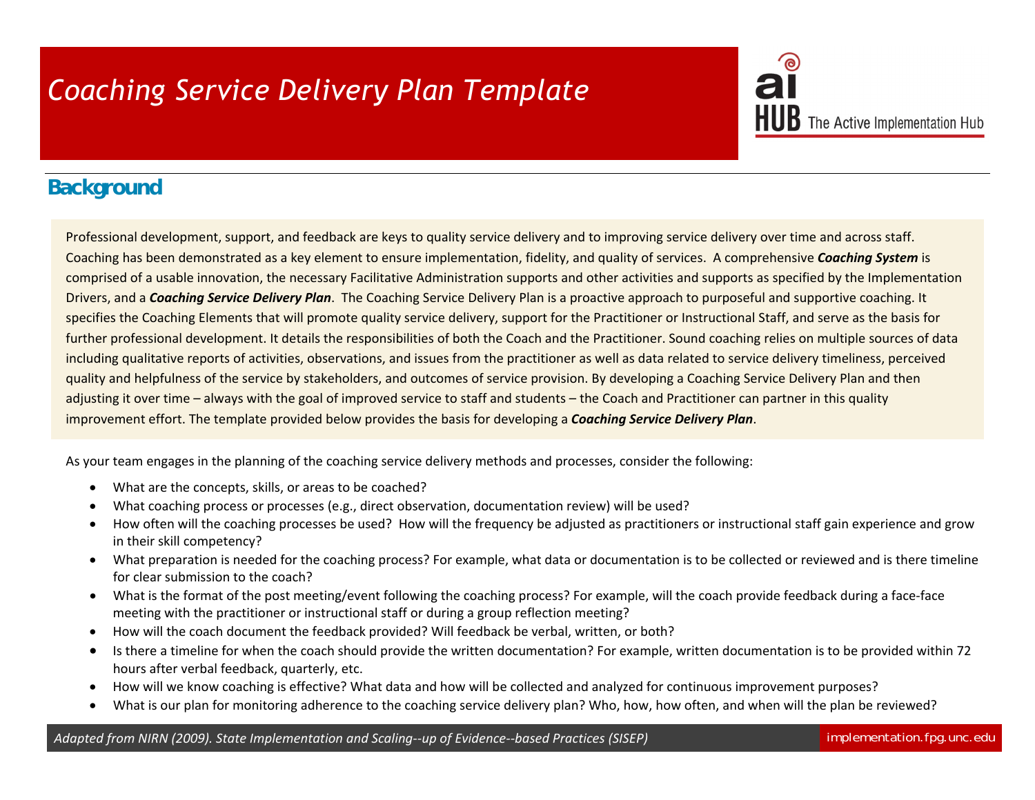# *Coaching Service Delivery Plan Template*

The Active Implementation Hub

## Background

Professional development, support, and feedback are keys to quality service delivery and to improving service delivery over time and across staff. Coaching has been demonstrated as a key element to ensure implementation, fidelity, and quality of services. A comprehensive ***Coaching System*** is comprised of a usable innovation, the necessary Facilitative Administration supports and other activities and supports as specified by the Implementation Drivers, and a ***Coaching Service Delivery Plan***. The Coaching Service Delivery Plan is a proactive approach to purposeful and supportive coaching. It specifies the Coaching Elements that will promote quality service delivery, support for the Practitioner or Instructional Staff, and serve as the basis for further professional development. It details the responsibilities of both the Coach and the Practitioner. Sound coaching relies on multiple sources of data including qualitative reports of activities, observations, and issues from the practitioner as well as data related to service delivery timeliness, perceived quality and helpfulness of the service by stakeholders, and outcomes of service provision. By developing a Coaching Service Delivery Plan and then adjusting it over time – always with the goal of improved service to staff and students – the Coach and Practitioner can partner in this quality improvement effort. The template provided below provides the basis for developing a ***Coaching Service Delivery Plan***.

As your team engages in the planning of the coaching service delivery methods and processes, consider the following:

- What are the concepts, skills, or areas to be coached?
- What coaching process or processes (e.g., direct observation, documentation review) will be used?
- How often will the coaching processes be used? How will the frequency be adjusted as practitioners or instructional staff gain experience and grow in their skill competency?
- What preparation is needed for the coaching process? For example, what data or documentation is to be collected or reviewed and is there timeline for clear submission to the coach?
- What is the format of the post meeting/event following the coaching process? For example, will the coach provide feedback during a face-face meeting with the practitioner or instructional staff or during a group reflection meeting?
- How will the coach document the feedback provided? Will feedback be verbal, written, or both?
- Is there a timeline for when the coach should provide the written documentation? For example, written documentation is to be provided within 72 hours after verbal feedback, quarterly, etc.
- How will we know coaching is effective? What data and how will be collected and analyzed for continuous improvement purposes?
- What is our plan for monitoring adherence to the coaching service delivery plan? Who, how, how often, and when will the plan be reviewed?

*Adapted from NIRN (2009). State Implementation and Scaling--up of Evidence--based Practices (SISEP)*

implementation.fpg.unc.edu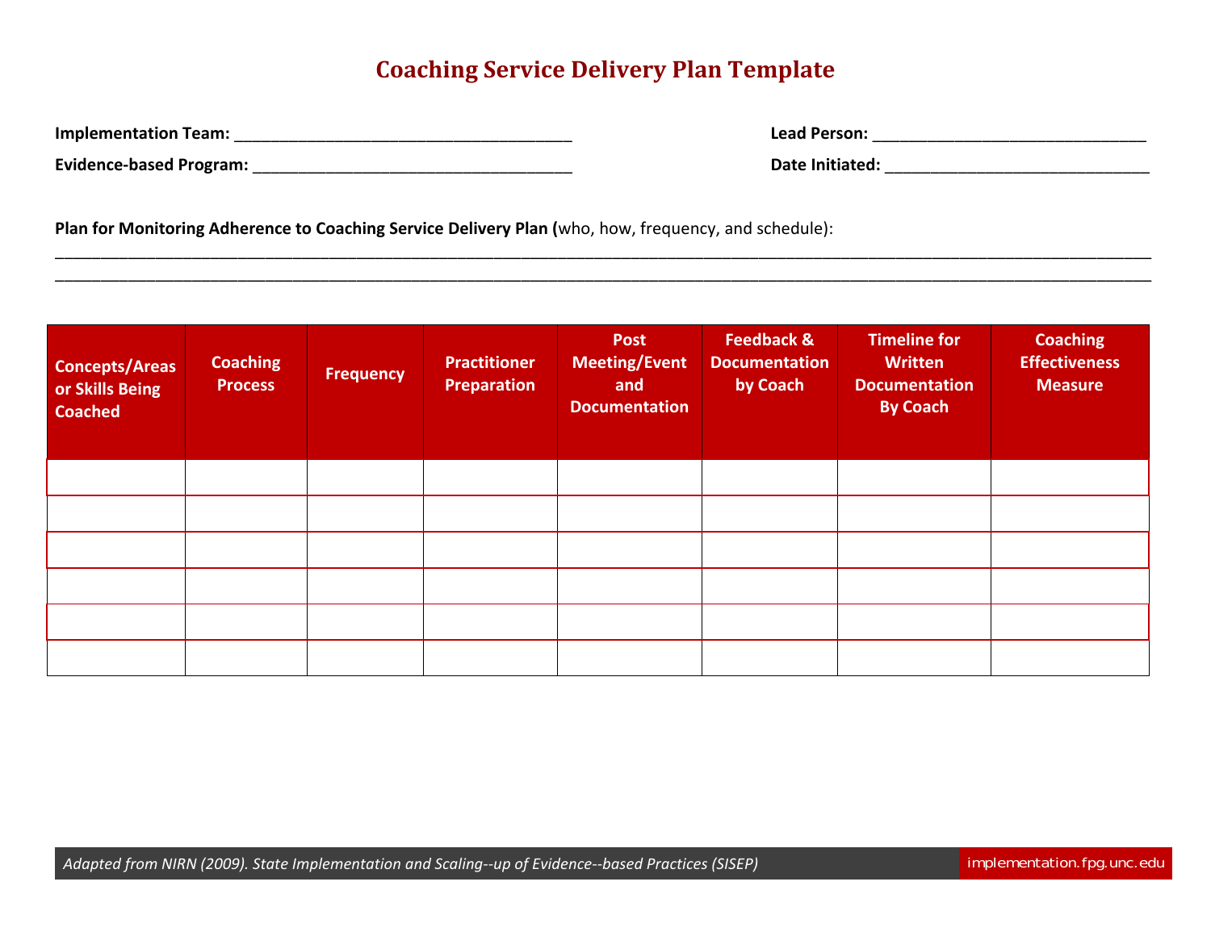# Coaching Service Delivery Plan Template

**Implementation Team:** ______________________________________ **Lead Person:** ______________________________

**Evidence-based Program:** ____________________________________ **Date Initiated:** ______________________________

**Plan for Monitoring Adherence to Coaching Service Delivery Plan (**who, how, frequency, and schedule):

_____________________________________________________________________________________________________________

_____________________________________________________________________________________________________________

| Concepts/Areas or Skills Being Coached | Coaching Process | Frequency | Practitioner Preparation | Post Meeting/Event and Documentation | Feedback & Documentation by Coach | Timeline for Written Documentation By Coach | Coaching Effectiveness Measure |
|---|---|---|---|---|---|---|---|
| | | | | | | | |
| | | | | | | | |
| | | | | | | | |
| | | | | | | | |
| | | | | | | | |
| | | | | | | | |

*Adapted from NIRN (2009). State Implementation and Scaling--up of Evidence--based Practices (SISEP)*

implementation.fpg.unc.edu